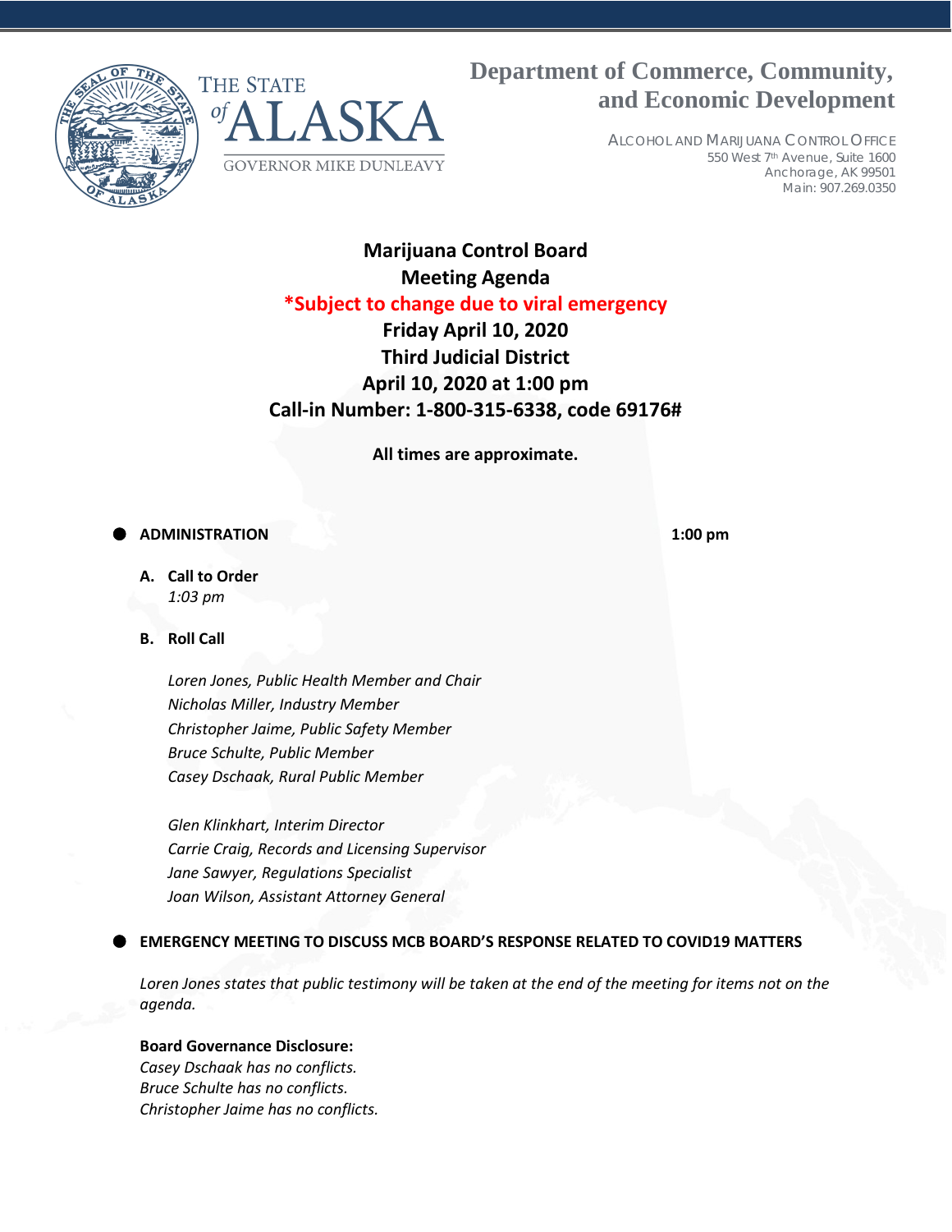THE STATE *of* ALASKA

GOVERNOR MIKE DUNLEAVY

**Department of Commerce, Community, and Economic Development**

ALCOHOL AND MARIJUANA CONTROL OFFICE
550 West 7th Avenue, Suite 1600
Anchorage, AK 99501
Main: 907.269.0350

# Marijuana Control Board Meeting Agenda

**\*Subject to change due to viral emergency**

**Friday April 10, 2020**
**Third Judicial District**
**April 10, 2020 at 1:00 pm**
**Call-in Number: 1-800-315-6338, code 69176#**

**All times are approximate.**

- **ADMINISTRATION** **1:00 pm**

  **A. Call to Order**
  *1:03 pm*

  **B. Roll Call**

  *Loren Jones, Public Health Member and Chair*
  *Nicholas Miller, Industry Member*
  *Christopher Jaime, Public Safety Member*
  *Bruce Schulte, Public Member*
  *Casey Dschaak, Rural Public Member*

  *Glen Klinkhart, Interim Director*
  *Carrie Craig, Records and Licensing Supervisor*
  *Jane Sawyer, Regulations Specialist*
  *Joan Wilson, Assistant Attorney General*

- **EMERGENCY MEETING TO DISCUSS MCB BOARD'S RESPONSE RELATED TO COVID19 MATTERS**

*Loren Jones states that public testimony will be taken at the end of the meeting for items not on the agenda.*

**Board Governance Disclosure:**
*Casey Dschaak has no conflicts.*
*Bruce Schulte has no conflicts.*
*Christopher Jaime has no conflicts.*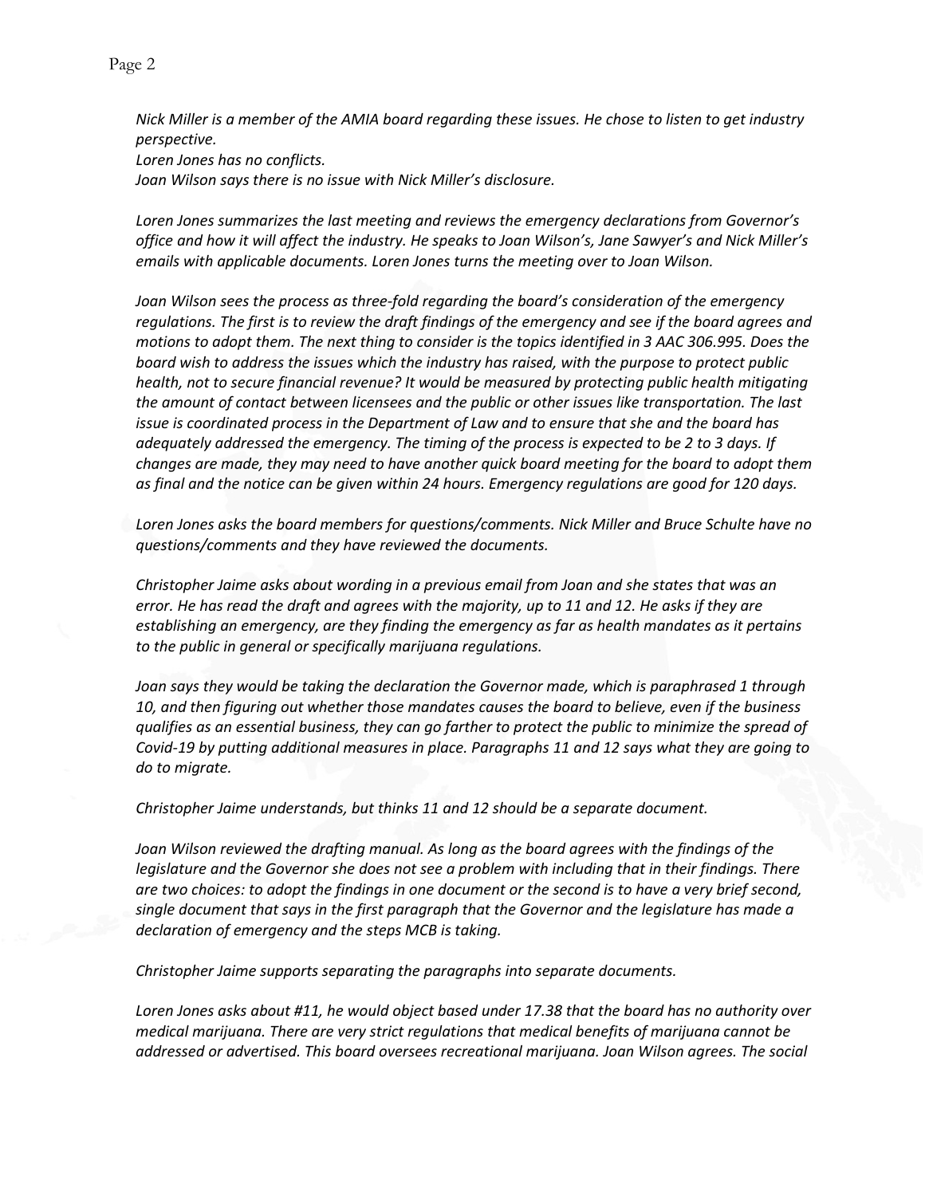*Nick Miller is a member of the AMIA board regarding these issues. He chose to listen to get industry perspective.*
*Loren Jones has no conflicts.*
*Joan Wilson says there is no issue with Nick Miller's disclosure.*

*Loren Jones summarizes the last meeting and reviews the emergency declarations from Governor's office and how it will affect the industry. He speaks to Joan Wilson's, Jane Sawyer's and Nick Miller's emails with applicable documents. Loren Jones turns the meeting over to Joan Wilson.*

*Joan Wilson sees the process as three-fold regarding the board's consideration of the emergency regulations. The first is to review the draft findings of the emergency and see if the board agrees and motions to adopt them. The next thing to consider is the topics identified in 3 AAC 306.995. Does the board wish to address the issues which the industry has raised, with the purpose to protect public health, not to secure financial revenue? It would be measured by protecting public health mitigating the amount of contact between licensees and the public or other issues like transportation. The last issue is coordinated process in the Department of Law and to ensure that she and the board has adequately addressed the emergency. The timing of the process is expected to be 2 to 3 days. If changes are made, they may need to have another quick board meeting for the board to adopt them as final and the notice can be given within 24 hours. Emergency regulations are good for 120 days.*

*Loren Jones asks the board members for questions/comments. Nick Miller and Bruce Schulte have no questions/comments and they have reviewed the documents.*

*Christopher Jaime asks about wording in a previous email from Joan and she states that was an error. He has read the draft and agrees with the majority, up to 11 and 12. He asks if they are establishing an emergency, are they finding the emergency as far as health mandates as it pertains to the public in general or specifically marijuana regulations.*

*Joan says they would be taking the declaration the Governor made, which is paraphrased 1 through 10, and then figuring out whether those mandates causes the board to believe, even if the business qualifies as an essential business, they can go farther to protect the public to minimize the spread of Covid-19 by putting additional measures in place. Paragraphs 11 and 12 says what they are going to do to migrate.*

*Christopher Jaime understands, but thinks 11 and 12 should be a separate document.*

*Joan Wilson reviewed the drafting manual. As long as the board agrees with the findings of the legislature and the Governor she does not see a problem with including that in their findings. There are two choices: to adopt the findings in one document or the second is to have a very brief second, single document that says in the first paragraph that the Governor and the legislature has made a declaration of emergency and the steps MCB is taking.*

*Christopher Jaime supports separating the paragraphs into separate documents.*

*Loren Jones asks about #11, he would object based under 17.38 that the board has no authority over medical marijuana. There are very strict regulations that medical benefits of marijuana cannot be addressed or advertised. This board oversees recreational marijuana. Joan Wilson agrees. The social*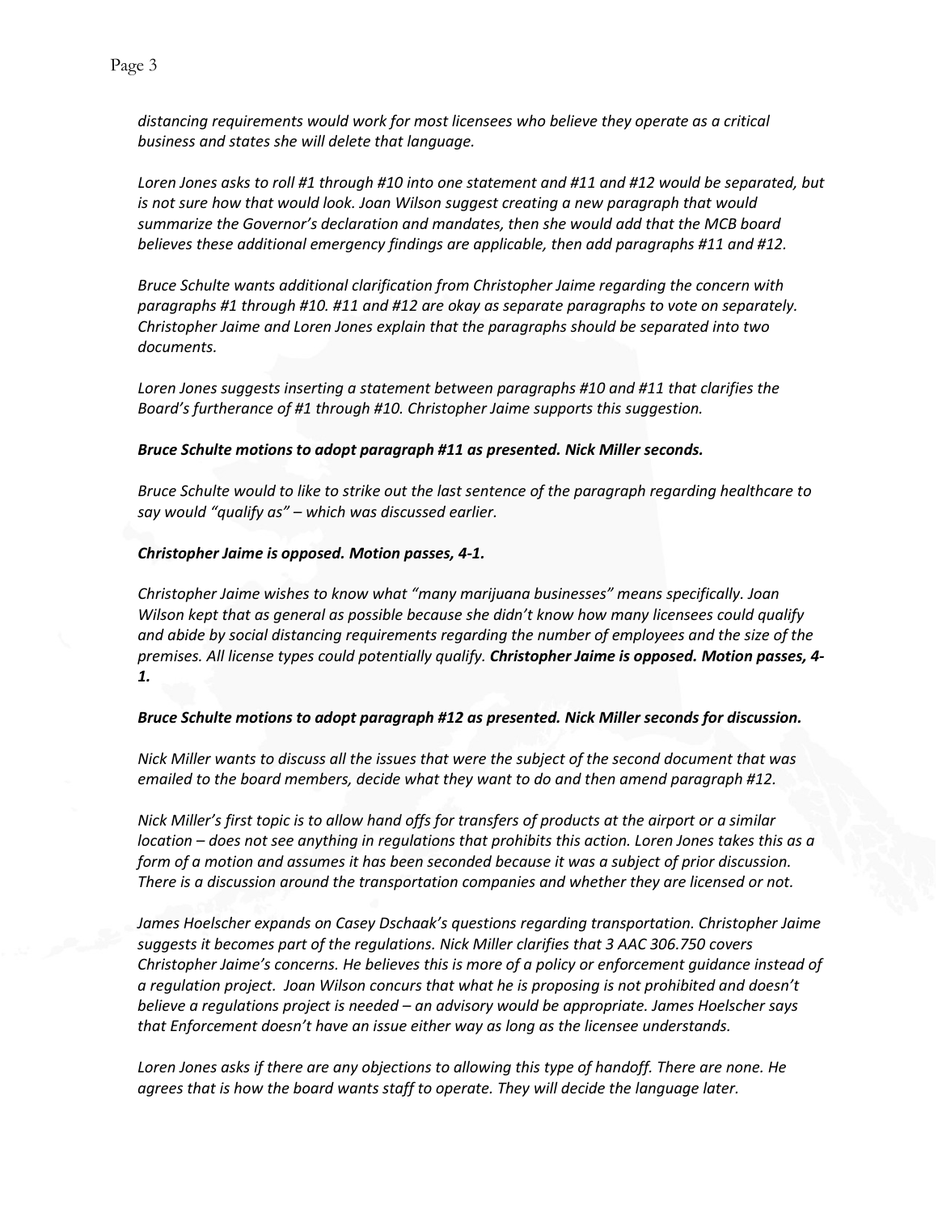*distancing requirements would work for most licensees who believe they operate as a critical business and states she will delete that language.*

*Loren Jones asks to roll #1 through #10 into one statement and #11 and #12 would be separated, but is not sure how that would look. Joan Wilson suggest creating a new paragraph that would summarize the Governor's declaration and mandates, then she would add that the MCB board believes these additional emergency findings are applicable, then add paragraphs #11 and #12.*

*Bruce Schulte wants additional clarification from Christopher Jaime regarding the concern with paragraphs #1 through #10. #11 and #12 are okay as separate paragraphs to vote on separately. Christopher Jaime and Loren Jones explain that the paragraphs should be separated into two documents.*

*Loren Jones suggests inserting a statement between paragraphs #10 and #11 that clarifies the Board's furtherance of #1 through #10. Christopher Jaime supports this suggestion.*

***Bruce Schulte motions to adopt paragraph #11 as presented. Nick Miller seconds.***

*Bruce Schulte would to like to strike out the last sentence of the paragraph regarding healthcare to say would "qualify as" – which was discussed earlier.*

***Christopher Jaime is opposed. Motion passes, 4-1.***

*Christopher Jaime wishes to know what "many marijuana businesses" means specifically. Joan Wilson kept that as general as possible because she didn't know how many licensees could qualify and abide by social distancing requirements regarding the number of employees and the size of the premises. All license types could potentially qualify.* ***Christopher Jaime is opposed. Motion passes, 4-1.***

***Bruce Schulte motions to adopt paragraph #12 as presented. Nick Miller seconds for discussion.***

*Nick Miller wants to discuss all the issues that were the subject of the second document that was emailed to the board members, decide what they want to do and then amend paragraph #12.*

*Nick Miller's first topic is to allow hand offs for transfers of products at the airport or a similar location – does not see anything in regulations that prohibits this action. Loren Jones takes this as a form of a motion and assumes it has been seconded because it was a subject of prior discussion. There is a discussion around the transportation companies and whether they are licensed or not.*

*James Hoelscher expands on Casey Dschaak's questions regarding transportation. Christopher Jaime suggests it becomes part of the regulations. Nick Miller clarifies that 3 AAC 306.750 covers Christopher Jaime's concerns. He believes this is more of a policy or enforcement guidance instead of a regulation project. Joan Wilson concurs that what he is proposing is not prohibited and doesn't believe a regulations project is needed – an advisory would be appropriate. James Hoelscher says that Enforcement doesn't have an issue either way as long as the licensee understands.*

*Loren Jones asks if there are any objections to allowing this type of handoff. There are none. He agrees that is how the board wants staff to operate. They will decide the language later.*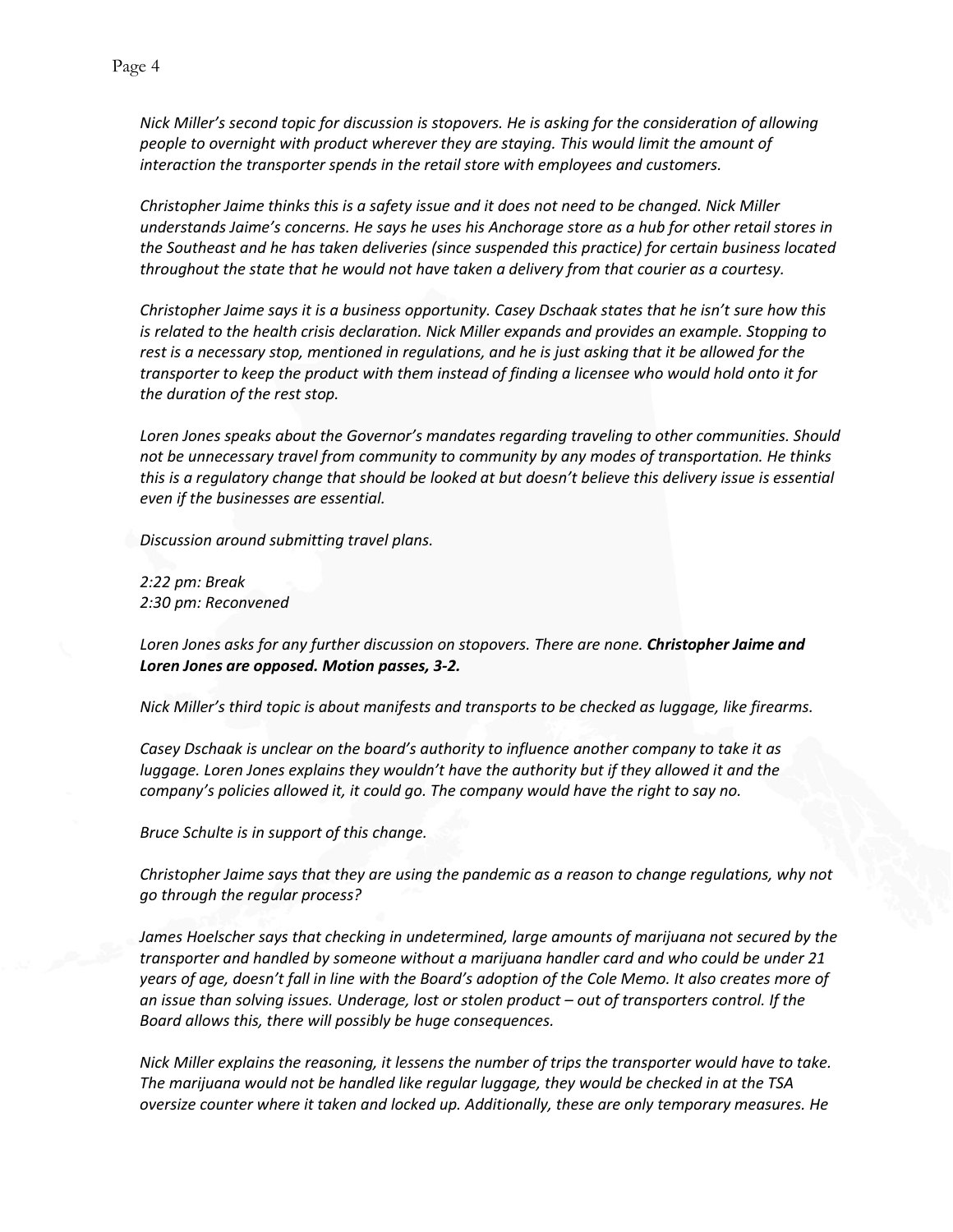*Nick Miller's second topic for discussion is stopovers. He is asking for the consideration of allowing people to overnight with product wherever they are staying. This would limit the amount of interaction the transporter spends in the retail store with employees and customers.*

*Christopher Jaime thinks this is a safety issue and it does not need to be changed. Nick Miller understands Jaime's concerns. He says he uses his Anchorage store as a hub for other retail stores in the Southeast and he has taken deliveries (since suspended this practice) for certain business located throughout the state that he would not have taken a delivery from that courier as a courtesy.*

*Christopher Jaime says it is a business opportunity. Casey Dschaak states that he isn't sure how this is related to the health crisis declaration. Nick Miller expands and provides an example. Stopping to rest is a necessary stop, mentioned in regulations, and he is just asking that it be allowed for the transporter to keep the product with them instead of finding a licensee who would hold onto it for the duration of the rest stop.*

*Loren Jones speaks about the Governor's mandates regarding traveling to other communities. Should not be unnecessary travel from community to community by any modes of transportation. He thinks this is a regulatory change that should be looked at but doesn't believe this delivery issue is essential even if the businesses are essential.*

*Discussion around submitting travel plans.*

*2:22 pm: Break*
*2:30 pm: Reconvened*

*Loren Jones asks for any further discussion on stopovers. There are none.* ***Christopher Jaime and Loren Jones are opposed. Motion passes, 3-2.***

*Nick Miller's third topic is about manifests and transports to be checked as luggage, like firearms.*

*Casey Dschaak is unclear on the board's authority to influence another company to take it as luggage. Loren Jones explains they wouldn't have the authority but if they allowed it and the company's policies allowed it, it could go. The company would have the right to say no.*

*Bruce Schulte is in support of this change.*

*Christopher Jaime says that they are using the pandemic as a reason to change regulations, why not go through the regular process?*

*James Hoelscher says that checking in undetermined, large amounts of marijuana not secured by the transporter and handled by someone without a marijuana handler card and who could be under 21 years of age, doesn't fall in line with the Board's adoption of the Cole Memo. It also creates more of an issue than solving issues. Underage, lost or stolen product – out of transporters control. If the Board allows this, there will possibly be huge consequences.*

*Nick Miller explains the reasoning, it lessens the number of trips the transporter would have to take. The marijuana would not be handled like regular luggage, they would be checked in at the TSA oversize counter where it taken and locked up. Additionally, these are only temporary measures. He*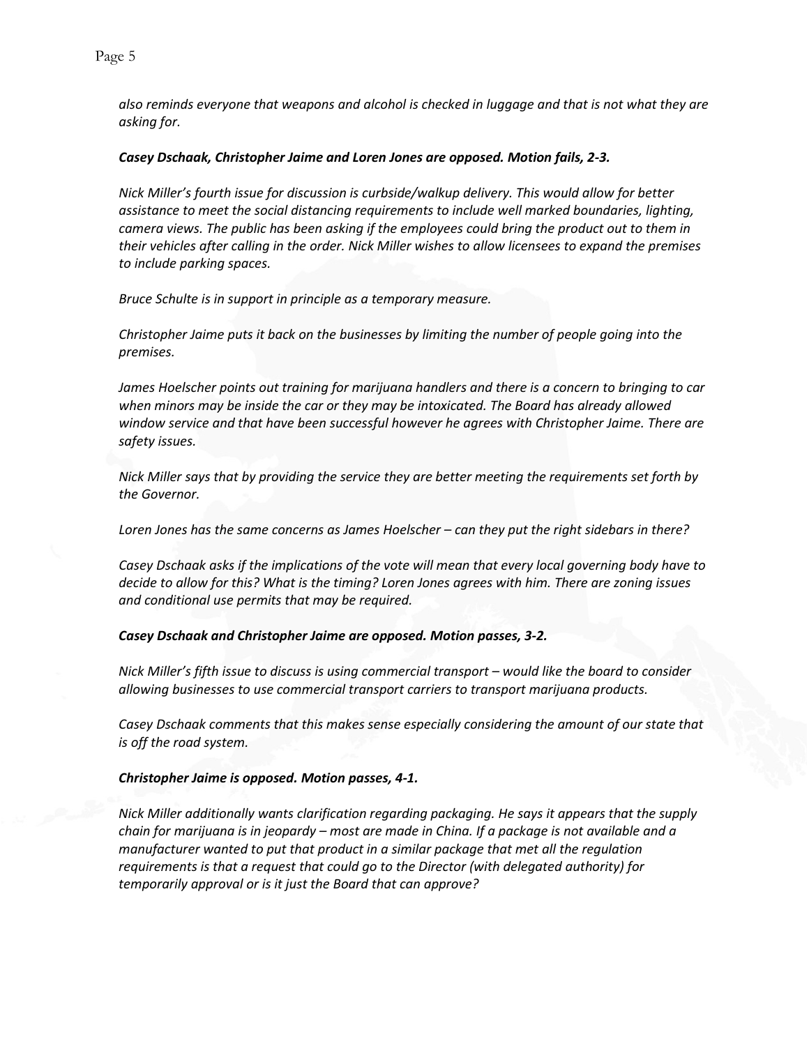*also reminds everyone that weapons and alcohol is checked in luggage and that is not what they are asking for.*

***Casey Dschaak, Christopher Jaime and Loren Jones are opposed. Motion fails, 2-3.***

*Nick Miller's fourth issue for discussion is curbside/walkup delivery. This would allow for better assistance to meet the social distancing requirements to include well marked boundaries, lighting, camera views. The public has been asking if the employees could bring the product out to them in their vehicles after calling in the order. Nick Miller wishes to allow licensees to expand the premises to include parking spaces.*

*Bruce Schulte is in support in principle as a temporary measure.*

*Christopher Jaime puts it back on the businesses by limiting the number of people going into the premises.*

*James Hoelscher points out training for marijuana handlers and there is a concern to bringing to car when minors may be inside the car or they may be intoxicated. The Board has already allowed window service and that have been successful however he agrees with Christopher Jaime. There are safety issues.*

*Nick Miller says that by providing the service they are better meeting the requirements set forth by the Governor.*

*Loren Jones has the same concerns as James Hoelscher – can they put the right sidebars in there?*

*Casey Dschaak asks if the implications of the vote will mean that every local governing body have to decide to allow for this? What is the timing? Loren Jones agrees with him. There are zoning issues and conditional use permits that may be required.*

***Casey Dschaak and Christopher Jaime are opposed. Motion passes, 3-2.***

*Nick Miller's fifth issue to discuss is using commercial transport – would like the board to consider allowing businesses to use commercial transport carriers to transport marijuana products.*

*Casey Dschaak comments that this makes sense especially considering the amount of our state that is off the road system.*

***Christopher Jaime is opposed. Motion passes, 4-1.***

*Nick Miller additionally wants clarification regarding packaging. He says it appears that the supply chain for marijuana is in jeopardy – most are made in China. If a package is not available and a manufacturer wanted to put that product in a similar package that met all the regulation requirements is that a request that could go to the Director (with delegated authority) for temporarily approval or is it just the Board that can approve?*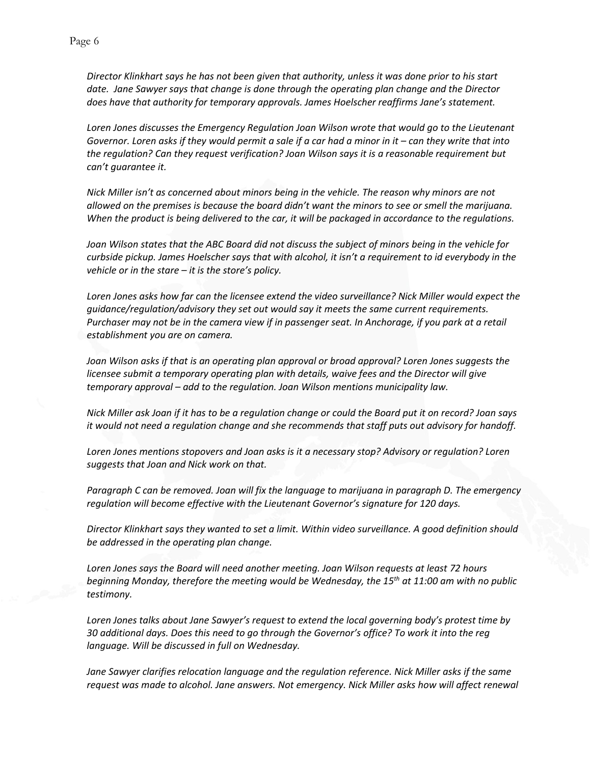*Director Klinkhart says he has not been given that authority, unless it was done prior to his start date. Jane Sawyer says that change is done through the operating plan change and the Director does have that authority for temporary approvals. James Hoelscher reaffirms Jane's statement.*

*Loren Jones discusses the Emergency Regulation Joan Wilson wrote that would go to the Lieutenant Governor. Loren asks if they would permit a sale if a car had a minor in it – can they write that into the regulation? Can they request verification? Joan Wilson says it is a reasonable requirement but can't guarantee it.*

*Nick Miller isn't as concerned about minors being in the vehicle. The reason why minors are not allowed on the premises is because the board didn't want the minors to see or smell the marijuana. When the product is being delivered to the car, it will be packaged in accordance to the regulations.*

*Joan Wilson states that the ABC Board did not discuss the subject of minors being in the vehicle for curbside pickup. James Hoelscher says that with alcohol, it isn't a requirement to id everybody in the vehicle or in the stare – it is the store's policy.*

*Loren Jones asks how far can the licensee extend the video surveillance? Nick Miller would expect the guidance/regulation/advisory they set out would say it meets the same current requirements. Purchaser may not be in the camera view if in passenger seat. In Anchorage, if you park at a retail establishment you are on camera.*

*Joan Wilson asks if that is an operating plan approval or broad approval? Loren Jones suggests the licensee submit a temporary operating plan with details, waive fees and the Director will give temporary approval – add to the regulation. Joan Wilson mentions municipality law.*

*Nick Miller ask Joan if it has to be a regulation change or could the Board put it on record? Joan says it would not need a regulation change and she recommends that staff puts out advisory for handoff.*

*Loren Jones mentions stopovers and Joan asks is it a necessary stop? Advisory or regulation? Loren suggests that Joan and Nick work on that.*

*Paragraph C can be removed. Joan will fix the language to marijuana in paragraph D. The emergency regulation will become effective with the Lieutenant Governor's signature for 120 days.*

*Director Klinkhart says they wanted to set a limit. Within video surveillance. A good definition should be addressed in the operating plan change.*

*Loren Jones says the Board will need another meeting. Joan Wilson requests at least 72 hours beginning Monday, therefore the meeting would be Wednesday, the 15th at 11:00 am with no public testimony.*

*Loren Jones talks about Jane Sawyer's request to extend the local governing body's protest time by 30 additional days. Does this need to go through the Governor's office? To work it into the reg language. Will be discussed in full on Wednesday.*

*Jane Sawyer clarifies relocation language and the regulation reference. Nick Miller asks if the same request was made to alcohol. Jane answers. Not emergency. Nick Miller asks how will affect renewal*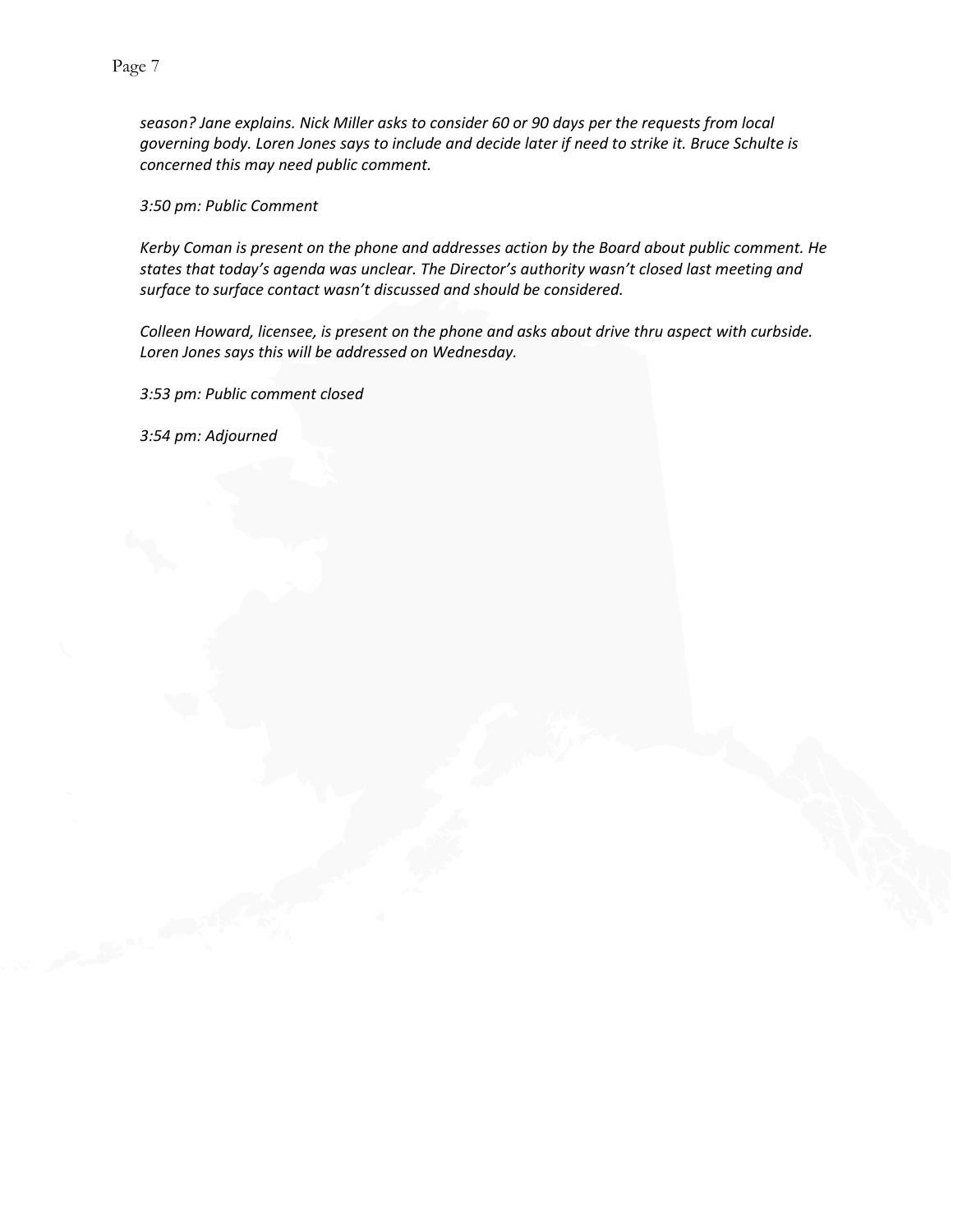*season? Jane explains. Nick Miller asks to consider 60 or 90 days per the requests from local governing body. Loren Jones says to include and decide later if need to strike it. Bruce Schulte is concerned this may need public comment.*

*3:50 pm: Public Comment*

*Kerby Coman is present on the phone and addresses action by the Board about public comment. He states that today's agenda was unclear. The Director's authority wasn't closed last meeting and surface to surface contact wasn't discussed and should be considered.*

*Colleen Howard, licensee, is present on the phone and asks about drive thru aspect with curbside. Loren Jones says this will be addressed on Wednesday.*

*3:53 pm: Public comment closed*

*3:54 pm: Adjourned*